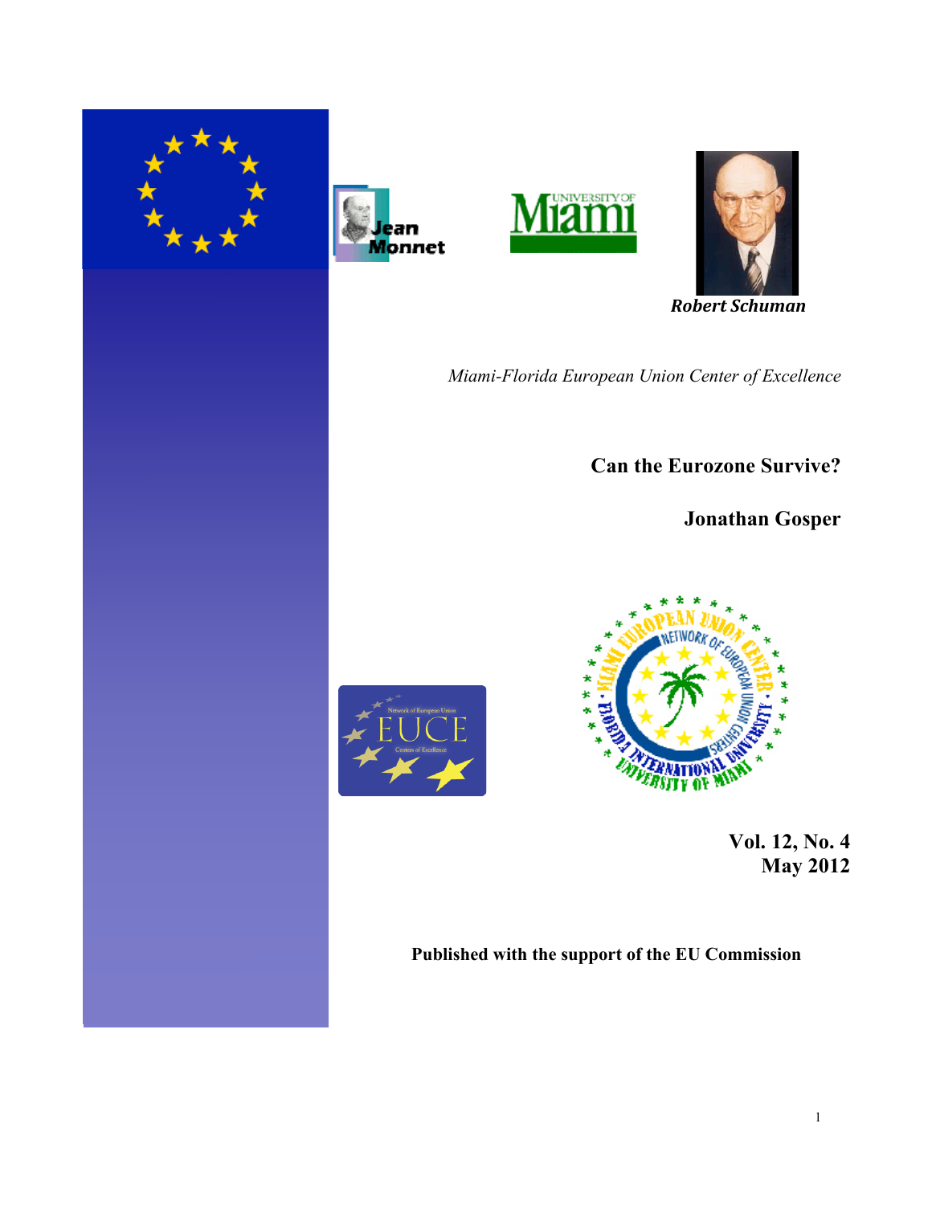Robert Schuman

*Miami-Florida European Union Center of Excellence*

# Can the Eurozone Survive?

**Jonathan Gosper**

**Vol. 12, No. 4**
**May 2012**

**Published with the support of the EU Commission**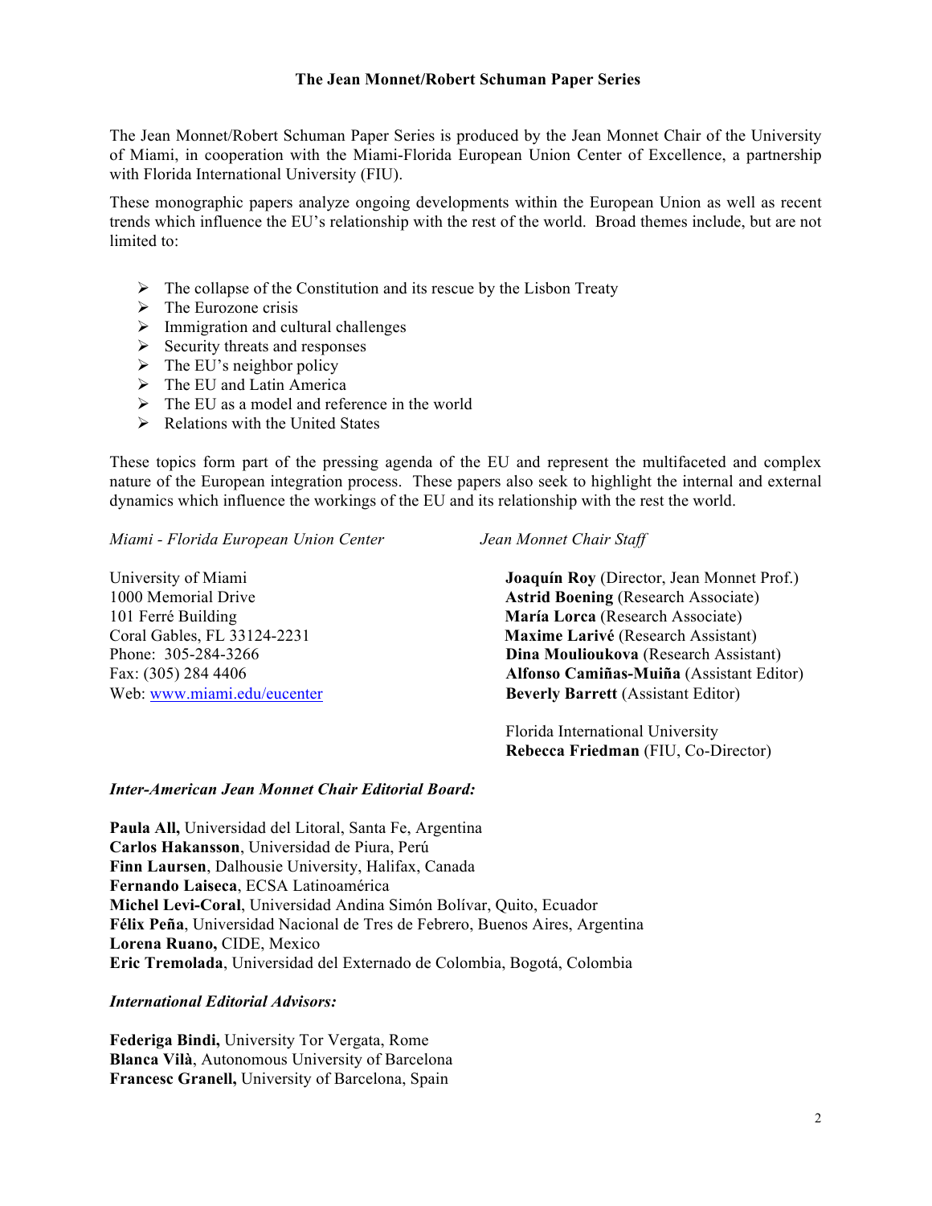## The Jean Monnet/Robert Schuman Paper Series

The Jean Monnet/Robert Schuman Paper Series is produced by the Jean Monnet Chair of the University of Miami, in cooperation with the Miami-Florida European Union Center of Excellence, a partnership with Florida International University (FIU).

These monographic papers analyze ongoing developments within the European Union as well as recent trends which influence the EU's relationship with the rest of the world. Broad themes include, but are not limited to:

- The collapse of the Constitution and its rescue by the Lisbon Treaty
- The Eurozone crisis
- Immigration and cultural challenges
- Security threats and responses
- The EU's neighbor policy
- The EU and Latin America
- The EU as a model and reference in the world
- Relations with the United States

These topics form part of the pressing agenda of the EU and represent the multifaceted and complex nature of the European integration process. These papers also seek to highlight the internal and external dynamics which influence the workings of the EU and its relationship with the rest the world.

*Miami - Florida European Union Center*

University of Miami
1000 Memorial Drive
101 Ferré Building
Coral Gables, FL 33124-2231
Phone: 305-284-3266
Fax: (305) 284 4406
Web: www.miami.edu/eucenter

*Jean Monnet Chair Staff*

**Joaquín Roy** (Director, Jean Monnet Prof.)
**Astrid Boening** (Research Associate)
**María Lorca** (Research Associate)
**Maxime Larivé** (Research Assistant)
**Dina Moulioukova** (Research Assistant)
**Alfonso Camiñas-Muiña** (Assistant Editor)
**Beverly Barrett** (Assistant Editor)

Florida International University
**Rebecca Friedman** (FIU, Co-Director)

***Inter-American Jean Monnet Chair Editorial Board:***

**Paula All,** Universidad del Litoral, Santa Fe, Argentina
**Carlos Hakansson**, Universidad de Piura, Perú
**Finn Laursen**, Dalhousie University, Halifax, Canada
**Fernando Laiseca**, ECSA Latinoamérica
**Michel Levi-Coral**, Universidad Andina Simón Bolívar, Quito, Ecuador
**Félix Peña**, Universidad Nacional de Tres de Febrero, Buenos Aires, Argentina
**Lorena Ruano,** CIDE, Mexico
**Eric Tremolada**, Universidad del Externado de Colombia, Bogotá, Colombia

***International Editorial Advisors:***

**Federiga Bindi,** University Tor Vergata, Rome
**Blanca Vilà**, Autonomous University of Barcelona
**Francesc Granell,** University of Barcelona, Spain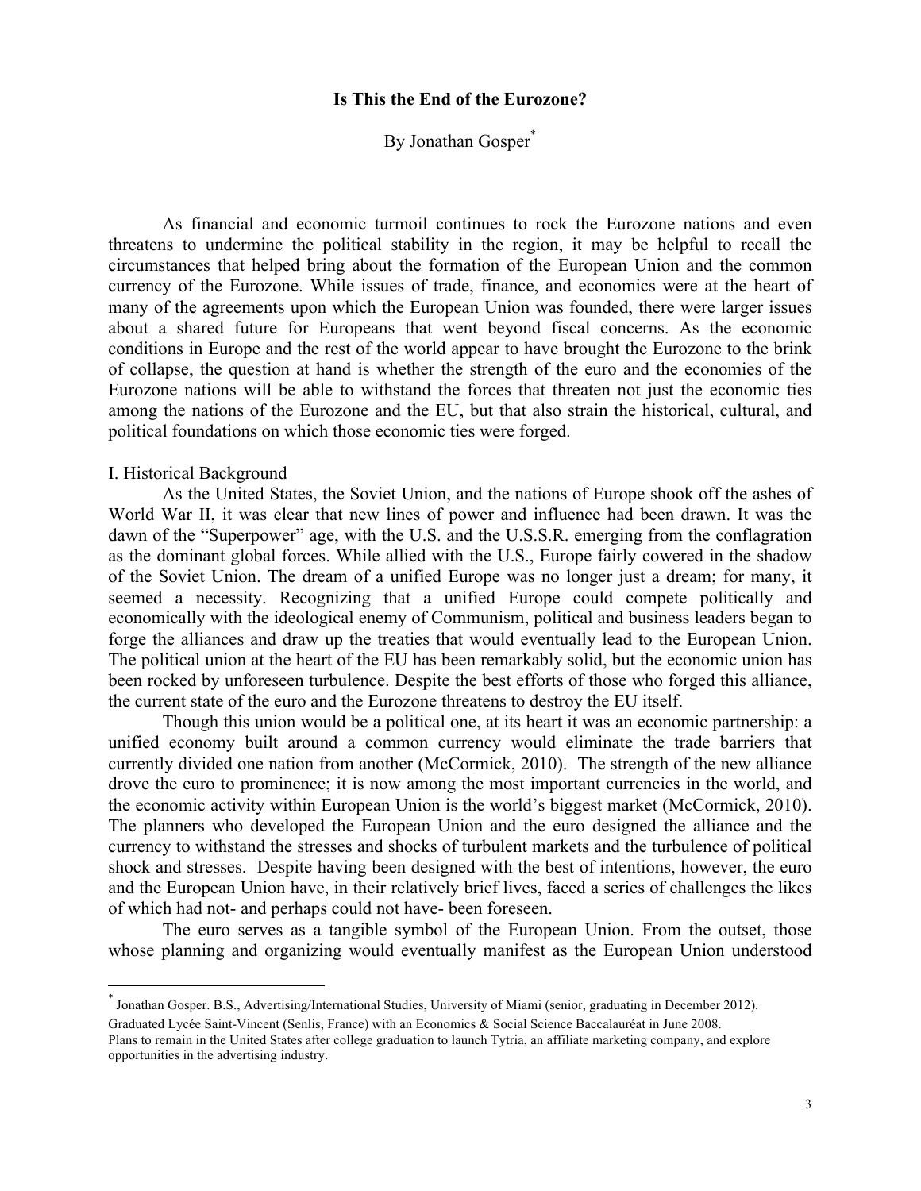# Is This the End of the Eurozone?

By Jonathan Gosper*

As financial and economic turmoil continues to rock the Eurozone nations and even threatens to undermine the political stability in the region, it may be helpful to recall the circumstances that helped bring about the formation of the European Union and the common currency of the Eurozone. While issues of trade, finance, and economics were at the heart of many of the agreements upon which the European Union was founded, there were larger issues about a shared future for Europeans that went beyond fiscal concerns. As the economic conditions in Europe and the rest of the world appear to have brought the Eurozone to the brink of collapse, the question at hand is whether the strength of the euro and the economies of the Eurozone nations will be able to withstand the forces that threaten not just the economic ties among the nations of the Eurozone and the EU, but that also strain the historical, cultural, and political foundations on which those economic ties were forged.

## I. Historical Background

As the United States, the Soviet Union, and the nations of Europe shook off the ashes of World War II, it was clear that new lines of power and influence had been drawn. It was the dawn of the "Superpower" age, with the U.S. and the U.S.S.R. emerging from the conflagration as the dominant global forces. While allied with the U.S., Europe fairly cowered in the shadow of the Soviet Union. The dream of a unified Europe was no longer just a dream; for many, it seemed a necessity. Recognizing that a unified Europe could compete politically and economically with the ideological enemy of Communism, political and business leaders began to forge the alliances and draw up the treaties that would eventually lead to the European Union. The political union at the heart of the EU has been remarkably solid, but the economic union has been rocked by unforeseen turbulence. Despite the best efforts of those who forged this alliance, the current state of the euro and the Eurozone threatens to destroy the EU itself.

Though this union would be a political one, at its heart it was an economic partnership: a unified economy built around a common currency would eliminate the trade barriers that currently divided one nation from another (McCormick, 2010). The strength of the new alliance drove the euro to prominence; it is now among the most important currencies in the world, and the economic activity within European Union is the world's biggest market (McCormick, 2010). The planners who developed the European Union and the euro designed the alliance and the currency to withstand the stresses and shocks of turbulent markets and the turbulence of political shock and stresses. Despite having been designed with the best of intentions, however, the euro and the European Union have, in their relatively brief lives, faced a series of challenges the likes of which had not- and perhaps could not have- been foreseen.

The euro serves as a tangible symbol of the European Union. From the outset, those whose planning and organizing would eventually manifest as the European Union understood

---

* Jonathan Gosper. B.S., Advertising/International Studies, University of Miami (senior, graduating in December 2012). Graduated Lycée Saint-Vincent (Senlis, France) with an Economics & Social Science Baccalauréat in June 2008. Plans to remain in the United States after college graduation to launch Tytria, an affiliate marketing company, and explore opportunities in the advertising industry.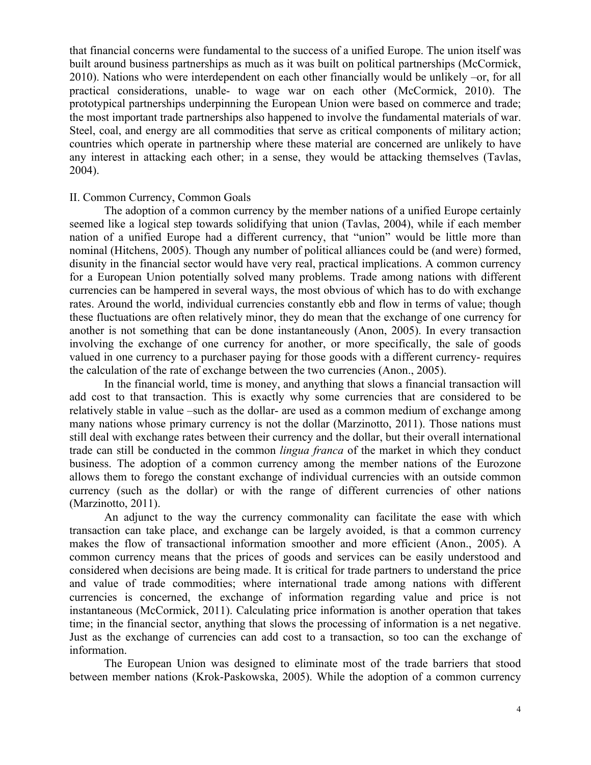that financial concerns were fundamental to the success of a unified Europe. The union itself was built around business partnerships as much as it was built on political partnerships (McCormick, 2010). Nations who were interdependent on each other financially would be unlikely –or, for all practical considerations, unable- to wage war on each other (McCormick, 2010). The prototypical partnerships underpinning the European Union were based on commerce and trade; the most important trade partnerships also happened to involve the fundamental materials of war. Steel, coal, and energy are all commodities that serve as critical components of military action; countries which operate in partnership where these material are concerned are unlikely to have any interest in attacking each other; in a sense, they would be attacking themselves (Tavlas, 2004).

## II. Common Currency, Common Goals

The adoption of a common currency by the member nations of a unified Europe certainly seemed like a logical step towards solidifying that union (Tavlas, 2004), while if each member nation of a unified Europe had a different currency, that "union" would be little more than nominal (Hitchens, 2005). Though any number of political alliances could be (and were) formed, disunity in the financial sector would have very real, practical implications. A common currency for a European Union potentially solved many problems. Trade among nations with different currencies can be hampered in several ways, the most obvious of which has to do with exchange rates. Around the world, individual currencies constantly ebb and flow in terms of value; though these fluctuations are often relatively minor, they do mean that the exchange of one currency for another is not something that can be done instantaneously (Anon, 2005). In every transaction involving the exchange of one currency for another, or more specifically, the sale of goods valued in one currency to a purchaser paying for those goods with a different currency- requires the calculation of the rate of exchange between the two currencies (Anon., 2005).

In the financial world, time is money, and anything that slows a financial transaction will add cost to that transaction. This is exactly why some currencies that are considered to be relatively stable in value –such as the dollar- are used as a common medium of exchange among many nations whose primary currency is not the dollar (Marzinotto, 2011). Those nations must still deal with exchange rates between their currency and the dollar, but their overall international trade can still be conducted in the common *lingua franca* of the market in which they conduct business. The adoption of a common currency among the member nations of the Eurozone allows them to forego the constant exchange of individual currencies with an outside common currency (such as the dollar) or with the range of different currencies of other nations (Marzinotto, 2011).

An adjunct to the way the currency commonality can facilitate the ease with which transaction can take place, and exchange can be largely avoided, is that a common currency makes the flow of transactional information smoother and more efficient (Anon., 2005). A common currency means that the prices of goods and services can be easily understood and considered when decisions are being made. It is critical for trade partners to understand the price and value of trade commodities; where international trade among nations with different currencies is concerned, the exchange of information regarding value and price is not instantaneous (McCormick, 2011). Calculating price information is another operation that takes time; in the financial sector, anything that slows the processing of information is a net negative. Just as the exchange of currencies can add cost to a transaction, so too can the exchange of information.

The European Union was designed to eliminate most of the trade barriers that stood between member nations (Krok-Paskowska, 2005). While the adoption of a common currency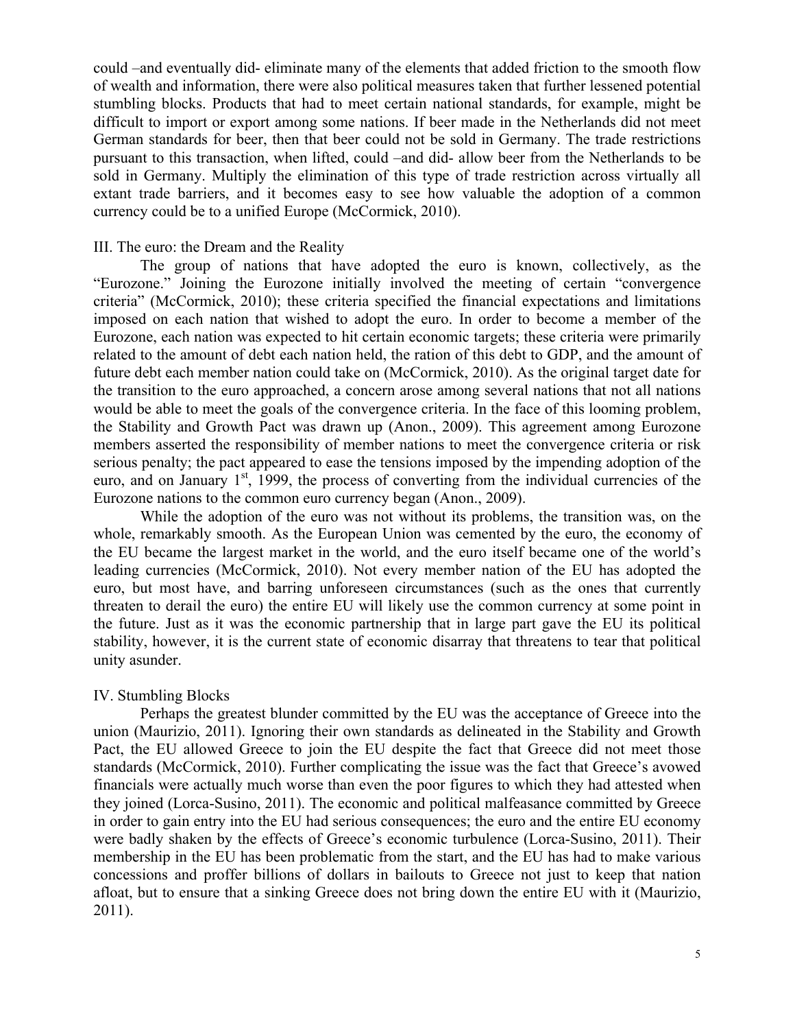could –and eventually did- eliminate many of the elements that added friction to the smooth flow of wealth and information, there were also political measures taken that further lessened potential stumbling blocks. Products that had to meet certain national standards, for example, might be difficult to import or export among some nations. If beer made in the Netherlands did not meet German standards for beer, then that beer could not be sold in Germany. The trade restrictions pursuant to this transaction, when lifted, could –and did- allow beer from the Netherlands to be sold in Germany. Multiply the elimination of this type of trade restriction across virtually all extant trade barriers, and it becomes easy to see how valuable the adoption of a common currency could be to a unified Europe (McCormick, 2010).

## III. The euro: the Dream and the Reality

The group of nations that have adopted the euro is known, collectively, as the "Eurozone." Joining the Eurozone initially involved the meeting of certain "convergence criteria" (McCormick, 2010); these criteria specified the financial expectations and limitations imposed on each nation that wished to adopt the euro. In order to become a member of the Eurozone, each nation was expected to hit certain economic targets; these criteria were primarily related to the amount of debt each nation held, the ration of this debt to GDP, and the amount of future debt each member nation could take on (McCormick, 2010). As the original target date for the transition to the euro approached, a concern arose among several nations that not all nations would be able to meet the goals of the convergence criteria. In the face of this looming problem, the Stability and Growth Pact was drawn up (Anon., 2009). This agreement among Eurozone members asserted the responsibility of member nations to meet the convergence criteria or risk serious penalty; the pact appeared to ease the tensions imposed by the impending adoption of the euro, and on January 1st, 1999, the process of converting from the individual currencies of the Eurozone nations to the common euro currency began (Anon., 2009).

While the adoption of the euro was not without its problems, the transition was, on the whole, remarkably smooth. As the European Union was cemented by the euro, the economy of the EU became the largest market in the world, and the euro itself became one of the world's leading currencies (McCormick, 2010). Not every member nation of the EU has adopted the euro, but most have, and barring unforeseen circumstances (such as the ones that currently threaten to derail the euro) the entire EU will likely use the common currency at some point in the future. Just as it was the economic partnership that in large part gave the EU its political stability, however, it is the current state of economic disarray that threatens to tear that political unity asunder.

## IV. Stumbling Blocks

Perhaps the greatest blunder committed by the EU was the acceptance of Greece into the union (Maurizio, 2011). Ignoring their own standards as delineated in the Stability and Growth Pact, the EU allowed Greece to join the EU despite the fact that Greece did not meet those standards (McCormick, 2010). Further complicating the issue was the fact that Greece's avowed financials were actually much worse than even the poor figures to which they had attested when they joined (Lorca-Susino, 2011). The economic and political malfeasance committed by Greece in order to gain entry into the EU had serious consequences; the euro and the entire EU economy were badly shaken by the effects of Greece's economic turbulence (Lorca-Susino, 2011). Their membership in the EU has been problematic from the start, and the EU has had to make various concessions and proffer billions of dollars in bailouts to Greece not just to keep that nation afloat, but to ensure that a sinking Greece does not bring down the entire EU with it (Maurizio, 2011).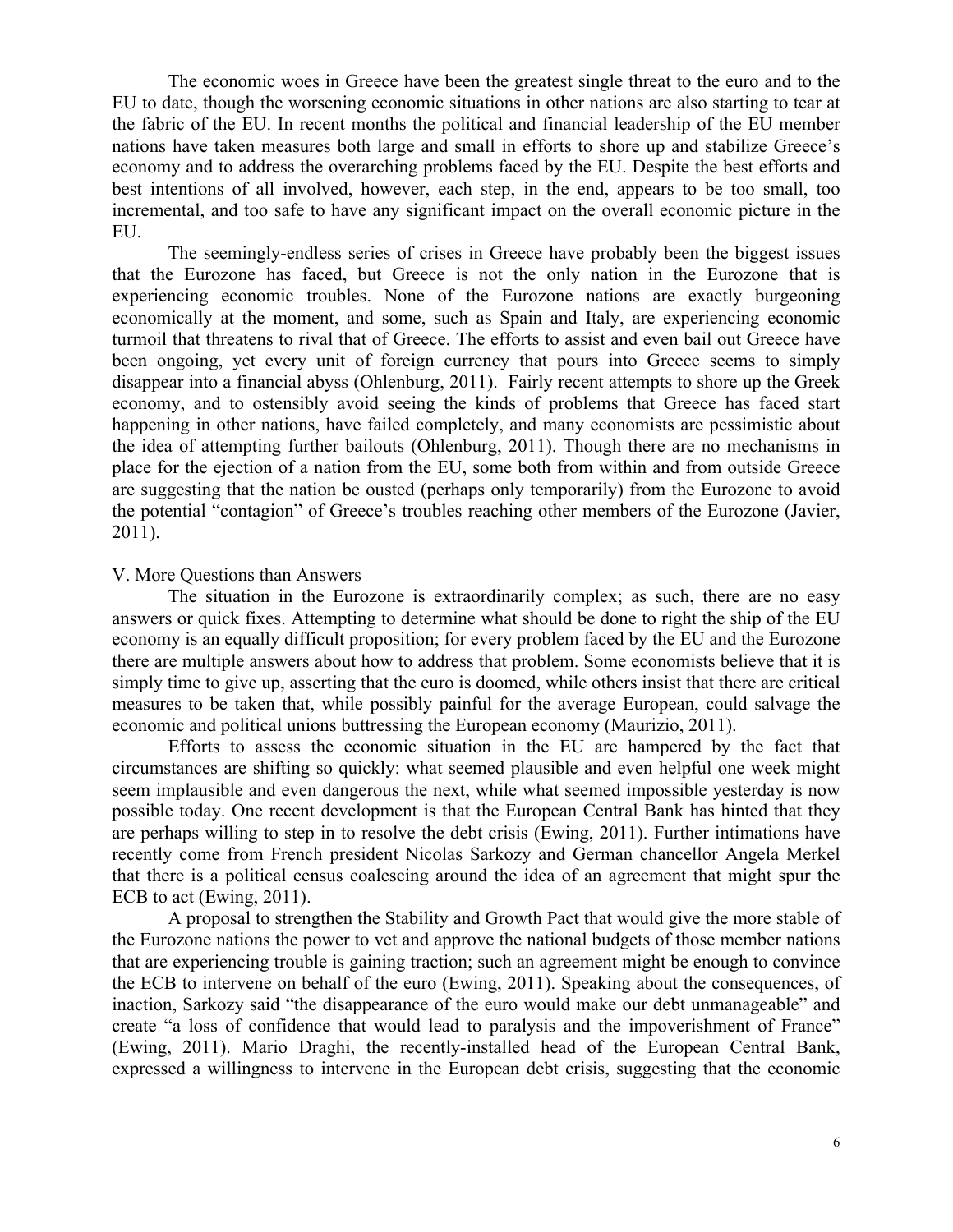The economic woes in Greece have been the greatest single threat to the euro and to the EU to date, though the worsening economic situations in other nations are also starting to tear at the fabric of the EU. In recent months the political and financial leadership of the EU member nations have taken measures both large and small in efforts to shore up and stabilize Greece's economy and to address the overarching problems faced by the EU. Despite the best efforts and best intentions of all involved, however, each step, in the end, appears to be too small, too incremental, and too safe to have any significant impact on the overall economic picture in the EU.

The seemingly-endless series of crises in Greece have probably been the biggest issues that the Eurozone has faced, but Greece is not the only nation in the Eurozone that is experiencing economic troubles. None of the Eurozone nations are exactly burgeoning economically at the moment, and some, such as Spain and Italy, are experiencing economic turmoil that threatens to rival that of Greece. The efforts to assist and even bail out Greece have been ongoing, yet every unit of foreign currency that pours into Greece seems to simply disappear into a financial abyss (Ohlenburg, 2011). Fairly recent attempts to shore up the Greek economy, and to ostensibly avoid seeing the kinds of problems that Greece has faced start happening in other nations, have failed completely, and many economists are pessimistic about the idea of attempting further bailouts (Ohlenburg, 2011). Though there are no mechanisms in place for the ejection of a nation from the EU, some both from within and from outside Greece are suggesting that the nation be ousted (perhaps only temporarily) from the Eurozone to avoid the potential "contagion" of Greece's troubles reaching other members of the Eurozone (Javier, 2011).

## V. More Questions than Answers

The situation in the Eurozone is extraordinarily complex; as such, there are no easy answers or quick fixes. Attempting to determine what should be done to right the ship of the EU economy is an equally difficult proposition; for every problem faced by the EU and the Eurozone there are multiple answers about how to address that problem. Some economists believe that it is simply time to give up, asserting that the euro is doomed, while others insist that there are critical measures to be taken that, while possibly painful for the average European, could salvage the economic and political unions buttressing the European economy (Maurizio, 2011).

Efforts to assess the economic situation in the EU are hampered by the fact that circumstances are shifting so quickly: what seemed plausible and even helpful one week might seem implausible and even dangerous the next, while what seemed impossible yesterday is now possible today. One recent development is that the European Central Bank has hinted that they are perhaps willing to step in to resolve the debt crisis (Ewing, 2011). Further intimations have recently come from French president Nicolas Sarkozy and German chancellor Angela Merkel that there is a political census coalescing around the idea of an agreement that might spur the ECB to act (Ewing, 2011).

A proposal to strengthen the Stability and Growth Pact that would give the more stable of the Eurozone nations the power to vet and approve the national budgets of those member nations that are experiencing trouble is gaining traction; such an agreement might be enough to convince the ECB to intervene on behalf of the euro (Ewing, 2011). Speaking about the consequences, of inaction, Sarkozy said "the disappearance of the euro would make our debt unmanageable" and create "a loss of confidence that would lead to paralysis and the impoverishment of France" (Ewing, 2011). Mario Draghi, the recently-installed head of the European Central Bank, expressed a willingness to intervene in the European debt crisis, suggesting that the economic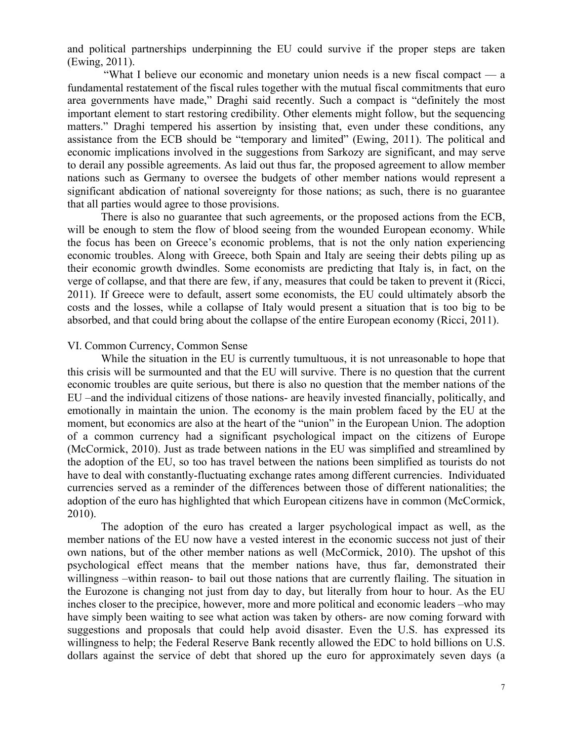and political partnerships underpinning the EU could survive if the proper steps are taken (Ewing, 2011).

"What I believe our economic and monetary union needs is a new fiscal compact — a fundamental restatement of the fiscal rules together with the mutual fiscal commitments that euro area governments have made," Draghi said recently. Such a compact is "definitely the most important element to start restoring credibility. Other elements might follow, but the sequencing matters." Draghi tempered his assertion by insisting that, even under these conditions, any assistance from the ECB should be "temporary and limited" (Ewing, 2011). The political and economic implications involved in the suggestions from Sarkozy are significant, and may serve to derail any possible agreements. As laid out thus far, the proposed agreement to allow member nations such as Germany to oversee the budgets of other member nations would represent a significant abdication of national sovereignty for those nations; as such, there is no guarantee that all parties would agree to those provisions.

There is also no guarantee that such agreements, or the proposed actions from the ECB, will be enough to stem the flow of blood seeing from the wounded European economy. While the focus has been on Greece's economic problems, that is not the only nation experiencing economic troubles. Along with Greece, both Spain and Italy are seeing their debts piling up as their economic growth dwindles. Some economists are predicting that Italy is, in fact, on the verge of collapse, and that there are few, if any, measures that could be taken to prevent it (Ricci, 2011). If Greece were to default, assert some economists, the EU could ultimately absorb the costs and the losses, while a collapse of Italy would present a situation that is too big to be absorbed, and that could bring about the collapse of the entire European economy (Ricci, 2011).

## VI. Common Currency, Common Sense

While the situation in the EU is currently tumultuous, it is not unreasonable to hope that this crisis will be surmounted and that the EU will survive. There is no question that the current economic troubles are quite serious, but there is also no question that the member nations of the EU –and the individual citizens of those nations- are heavily invested financially, politically, and emotionally in maintain the union. The economy is the main problem faced by the EU at the moment, but economics are also at the heart of the "union" in the European Union. The adoption of a common currency had a significant psychological impact on the citizens of Europe (McCormick, 2010). Just as trade between nations in the EU was simplified and streamlined by the adoption of the EU, so too has travel between the nations been simplified as tourists do not have to deal with constantly-fluctuating exchange rates among different currencies. Individuated currencies served as a reminder of the differences between those of different nationalities; the adoption of the euro has highlighted that which European citizens have in common (McCormick, 2010).

The adoption of the euro has created a larger psychological impact as well, as the member nations of the EU now have a vested interest in the economic success not just of their own nations, but of the other member nations as well (McCormick, 2010). The upshot of this psychological effect means that the member nations have, thus far, demonstrated their willingness –within reason- to bail out those nations that are currently flailing. The situation in the Eurozone is changing not just from day to day, but literally from hour to hour. As the EU inches closer to the precipice, however, more and more political and economic leaders –who may have simply been waiting to see what action was taken by others- are now coming forward with suggestions and proposals that could help avoid disaster. Even the U.S. has expressed its willingness to help; the Federal Reserve Bank recently allowed the EDC to hold billions on U.S. dollars against the service of debt that shored up the euro for approximately seven days (a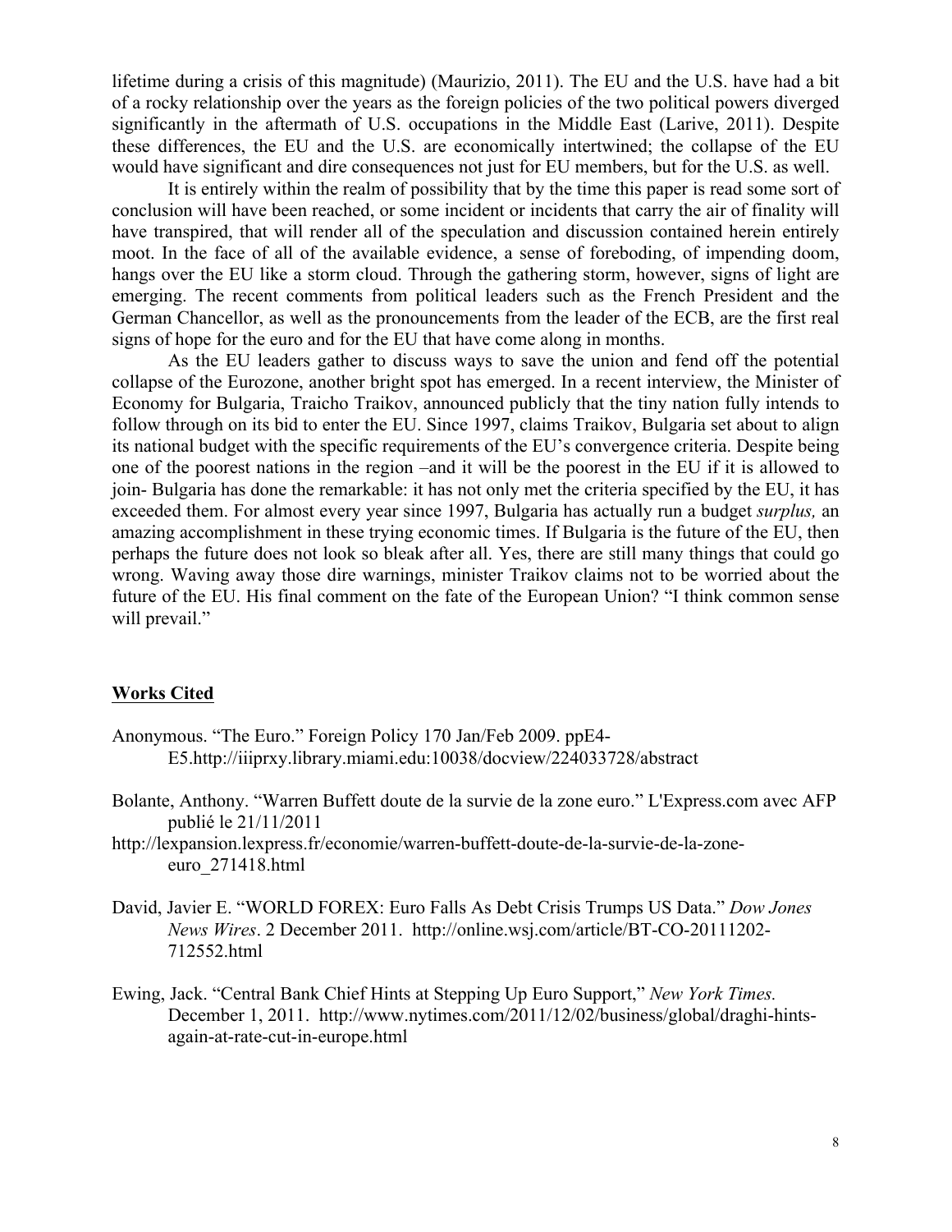lifetime during a crisis of this magnitude) (Maurizio, 2011). The EU and the U.S. have had a bit of a rocky relationship over the years as the foreign policies of the two political powers diverged significantly in the aftermath of U.S. occupations in the Middle East (Larive, 2011). Despite these differences, the EU and the U.S. are economically intertwined; the collapse of the EU would have significant and dire consequences not just for EU members, but for the U.S. as well.

It is entirely within the realm of possibility that by the time this paper is read some sort of conclusion will have been reached, or some incident or incidents that carry the air of finality will have transpired, that will render all of the speculation and discussion contained herein entirely moot. In the face of all of the available evidence, a sense of foreboding, of impending doom, hangs over the EU like a storm cloud. Through the gathering storm, however, signs of light are emerging. The recent comments from political leaders such as the French President and the German Chancellor, as well as the pronouncements from the leader of the ECB, are the first real signs of hope for the euro and for the EU that have come along in months.

As the EU leaders gather to discuss ways to save the union and fend off the potential collapse of the Eurozone, another bright spot has emerged. In a recent interview, the Minister of Economy for Bulgaria, Traicho Traikov, announced publicly that the tiny nation fully intends to follow through on its bid to enter the EU. Since 1997, claims Traikov, Bulgaria set about to align its national budget with the specific requirements of the EU's convergence criteria. Despite being one of the poorest nations in the region –and it will be the poorest in the EU if it is allowed to join- Bulgaria has done the remarkable: it has not only met the criteria specified by the EU, it has exceeded them. For almost every year since 1997, Bulgaria has actually run a budget *surplus,* an amazing accomplishment in these trying economic times. If Bulgaria is the future of the EU, then perhaps the future does not look so bleak after all. Yes, there are still many things that could go wrong. Waving away those dire warnings, minister Traikov claims not to be worried about the future of the EU. His final comment on the fate of the European Union? "I think common sense will prevail."

## **Works Cited**

Anonymous. "The Euro." Foreign Policy 170 Jan/Feb 2009. ppE4-E5.http://iiiprxy.library.miami.edu:10038/docview/224033728/abstract

Bolante, Anthony. "Warren Buffett doute de la survie de la zone euro." L'Express.com avec AFP publié le 21/11/2011
http://lexpansion.lexpress.fr/economie/warren-buffett-doute-de-la-survie-de-la-zone-euro_271418.html

David, Javier E. "WORLD FOREX: Euro Falls As Debt Crisis Trumps US Data." *Dow Jones News Wires*. 2 December 2011. http://online.wsj.com/article/BT-CO-20111202-712552.html

Ewing, Jack. "Central Bank Chief Hints at Stepping Up Euro Support," *New York Times.* December 1, 2011. http://www.nytimes.com/2011/12/02/business/global/draghi-hints-again-at-rate-cut-in-europe.html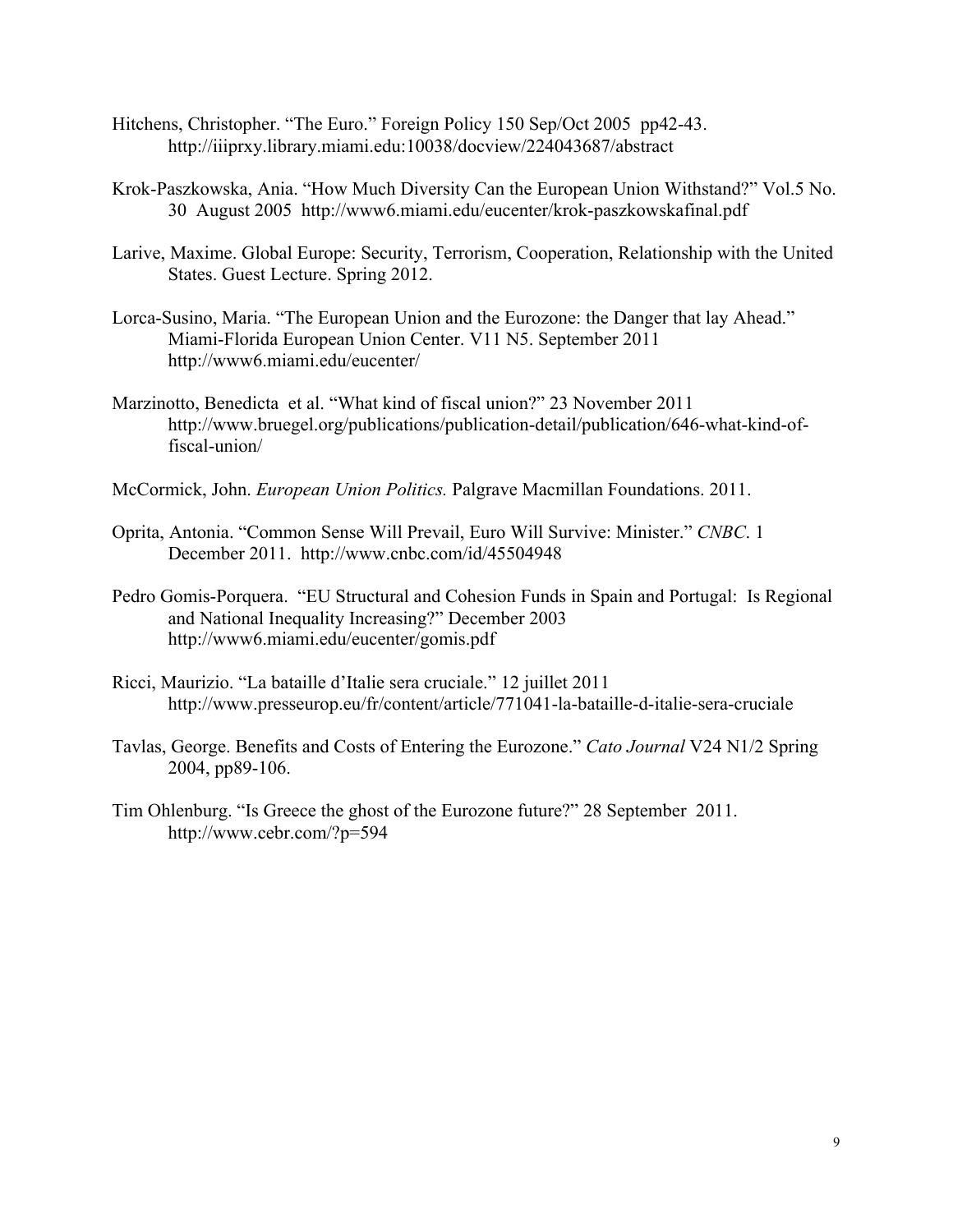Hitchens, Christopher. "The Euro." Foreign Policy 150 Sep/Oct 2005 pp42-43. http://iiiprxy.library.miami.edu:10038/docview/224043687/abstract

Krok-Paszkowska, Ania. "How Much Diversity Can the European Union Withstand?" Vol.5 No. 30 August 2005 http://www6.miami.edu/eucenter/krok-paszkowskafinal.pdf

Larive, Maxime. Global Europe: Security, Terrorism, Cooperation, Relationship with the United States. Guest Lecture. Spring 2012.

Lorca-Susino, Maria. "The European Union and the Eurozone: the Danger that lay Ahead." Miami-Florida European Union Center. V11 N5. September 2011 http://www6.miami.edu/eucenter/

Marzinotto, Benedicta et al. "What kind of fiscal union?" 23 November 2011 http://www.bruegel.org/publications/publication-detail/publication/646-what-kind-of-fiscal-union/

McCormick, John. *European Union Politics.* Palgrave Macmillan Foundations. 2011.

Oprita, Antonia. "Common Sense Will Prevail, Euro Will Survive: Minister." *CNBC*. 1 December 2011. http://www.cnbc.com/id/45504948

Pedro Gomis-Porquera. "EU Structural and Cohesion Funds in Spain and Portugal: Is Regional and National Inequality Increasing?" December 2003 http://www6.miami.edu/eucenter/gomis.pdf

Ricci, Maurizio. "La bataille d'Italie sera cruciale." 12 juillet 2011 http://www.presseurop.eu/fr/content/article/771041-la-bataille-d-italie-sera-cruciale

Tavlas, George. Benefits and Costs of Entering the Eurozone." *Cato Journal* V24 N1/2 Spring 2004, pp89-106.

Tim Ohlenburg. "Is Greece the ghost of the Eurozone future?" 28 September 2011. http://www.cebr.com/?p=594